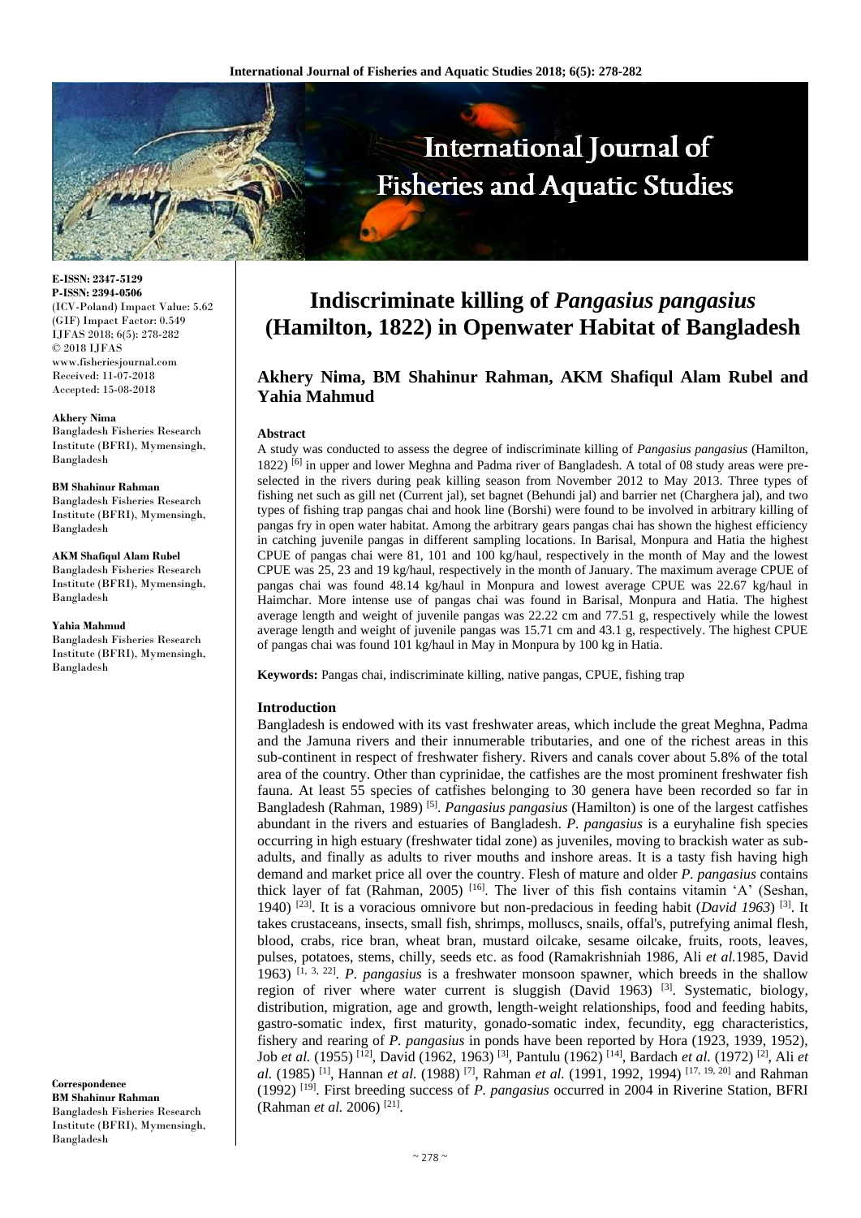# Indiscriminate killing of *Pangasius pangasius* (Hamilton, 1822) in Openwater Habitat of Bangladesh

**Akhery Nima, BM Shahinur Rahman, AKM Shafiqul Alam Rubel and Yahia Mahmud**

E-ISSN: 2347-5129
P-ISSN: 2394-0506
(ICV-Poland) Impact Value: 5.62
(GIF) Impact Factor: 0.549
IJFAS 2018; 6(5): 278-282
© 2018 IJFAS
www.fisheriesjournal.com
Received: 11-07-2018
Accepted: 15-08-2018

**Akhery Nima**
Bangladesh Fisheries Research Institute (BFRI), Mymensingh, Bangladesh

**BM Shahinur Rahman**
Bangladesh Fisheries Research Institute (BFRI), Mymensingh, Bangladesh

**AKM Shafiqul Alam Rubel**
Bangladesh Fisheries Research Institute (BFRI), Mymensingh, Bangladesh

**Yahia Mahmud**
Bangladesh Fisheries Research Institute (BFRI), Mymensingh, Bangladesh

**Correspondence**
**BM Shahinur Rahman**
Bangladesh Fisheries Research Institute (BFRI), Mymensingh, Bangladesh

### Abstract

A study was conducted to assess the degree of indiscriminate killing of *Pangasius pangasius* (Hamilton, 1822) [6] in upper and lower Meghna and Padma river of Bangladesh. A total of 08 study areas were pre-selected in the rivers during peak killing season from November 2012 to May 2013. Three types of fishing net such as gill net (Current jal), set bagnet (Behundi jal) and barrier net (Charghera jal), and two types of fishing trap pangas chai and hook line (Borshi) were found to be involved in arbitrary killing of pangas fry in open water habitat. Among the arbitrary gears pangas chai has shown the highest efficiency in catching juvenile pangas in different sampling locations. In Barisal, Monpura and Hatia the highest CPUE of pangas chai were 81, 101 and 100 kg/haul, respectively in the month of May and the lowest CPUE was 25, 23 and 19 kg/haul, respectively in the month of January. The maximum average CPUE of pangas chai was found 48.14 kg/haul in Monpura and lowest average CPUE was 22.67 kg/haul in Haimchar. More intense use of pangas chai was found in Barisal, Monpura and Hatia. The highest average length and weight of juvenile pangas were 22.22 cm and 77.51 g, respectively while the lowest average length and weight of juvenile pangas was 15.71 cm and 43.1 g, respectively. The highest CPUE of pangas chai was found 101 kg/haul in May in Monpura by 100 kg in Hatia.

**Keywords:** Pangas chai, indiscriminate killing, native pangas, CPUE, fishing trap

### Introduction

Bangladesh is endowed with its vast freshwater areas, which include the great Meghna, Padma and the Jamuna rivers and their innumerable tributaries, and one of the richest areas in this sub-continent in respect of freshwater fishery. Rivers and canals cover about 5.8% of the total area of the country. Other than cyprinidae, the catfishes are the most prominent freshwater fish fauna. At least 55 species of catfishes belonging to 30 genera have been recorded so far in Bangladesh (Rahman, 1989) [5]. *Pangasius pangasius* (Hamilton) is one of the largest catfishes abundant in the rivers and estuaries of Bangladesh. *P. pangasius* is a euryhaline fish species occurring in high estuary (freshwater tidal zone) as juveniles, moving to brackish water as sub-adults, and finally as adults to river mouths and inshore areas. It is a tasty fish having high demand and market price all over the country. Flesh of mature and older *P. pangasius* contains thick layer of fat (Rahman, 2005) [16]. The liver of this fish contains vitamin 'A' (Seshan, 1940) [23]. It is a voracious omnivore but non-predacious in feeding habit (*David 1963*) [3]. It takes crustaceans, insects, small fish, shrimps, molluscs, snails, offal's, putrefying animal flesh, blood, crabs, rice bran, wheat bran, mustard oilcake, sesame oilcake, fruits, roots, leaves, pulses, potatoes, stems, chilly, seeds etc. as food (Ramakrishniah 1986, Ali *et al.*1985, David 1963) [1, 3, 22]. *P. pangasius* is a freshwater monsoon spawner, which breeds in the shallow region of river where water current is sluggish (David 1963) [3]. Systematic, biology, distribution, migration, age and growth, length-weight relationships, food and feeding habits, gastro-somatic index, first maturity, gonado-somatic index, fecundity, egg characteristics, fishery and rearing of *P. pangasius* in ponds have been reported by Hora (1923, 1939, 1952), Job *et al.* (1955) [12], David (1962, 1963) [3], Pantulu (1962) [14], Bardach *et al.* (1972) [2], Ali *et al.* (1985) [1], Hannan *et al.* (1988) [7], Rahman *et al.* (1991, 1992, 1994) [17, 19, 20] and Rahman (1992) [19]. First breeding success of *P. pangasius* occurred in 2004 in Riverine Station, BFRI (Rahman *et al.* 2006) [21].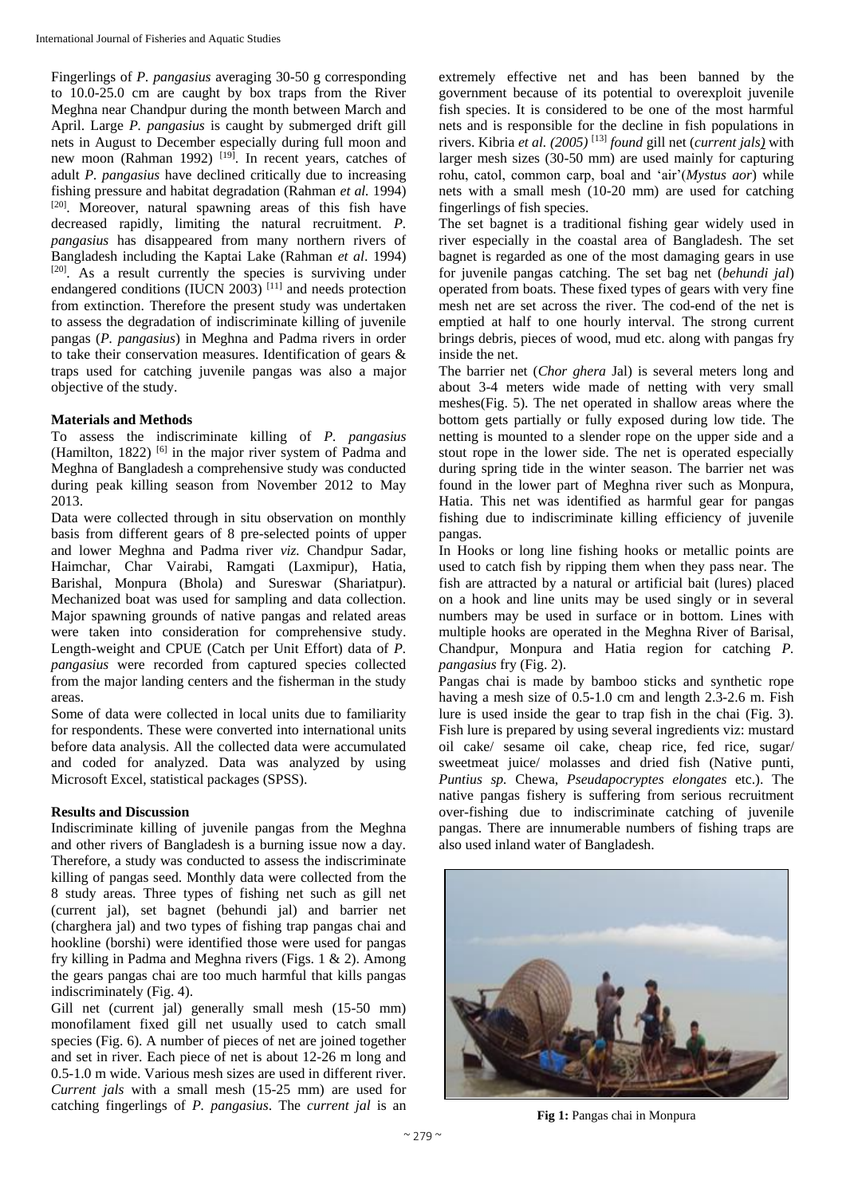Fingerlings of *P. pangasius* averaging 30-50 g corresponding to 10.0-25.0 cm are caught by box traps from the River Meghna near Chandpur during the month between March and April. Large *P. pangasius* is caught by submerged drift gill nets in August to December especially during full moon and new moon (Rahman 1992) [19]. In recent years, catches of adult *P. pangasius* have declined critically due to increasing fishing pressure and habitat degradation (Rahman *et al.* 1994) [20]. Moreover, natural spawning areas of this fish have decreased rapidly, limiting the natural recruitment. *P. pangasius* has disappeared from many northern rivers of Bangladesh including the Kaptai Lake (Rahman *et al*. 1994) [20]. As a result currently the species is surviving under endangered conditions (IUCN 2003) [11] and needs protection from extinction. Therefore the present study was undertaken to assess the degradation of indiscriminate killing of juvenile pangas (*P. pangasius*) in Meghna and Padma rivers in order to take their conservation measures. Identification of gears & traps used for catching juvenile pangas was also a major objective of the study.

## Materials and Methods

To assess the indiscriminate killing of *P. pangasius* (Hamilton, 1822) [6] in the major river system of Padma and Meghna of Bangladesh a comprehensive study was conducted during peak killing season from November 2012 to May 2013.

Data were collected through in situ observation on monthly basis from different gears of 8 pre-selected points of upper and lower Meghna and Padma river *viz.* Chandpur Sadar, Haimchar, Char Vairabi, Ramgati (Laxmipur), Hatia, Barishal, Monpura (Bhola) and Sureswar (Shariatpur). Mechanized boat was used for sampling and data collection. Major spawning grounds of native pangas and related areas were taken into consideration for comprehensive study. Length-weight and CPUE (Catch per Unit Effort) data of *P. pangasius* were recorded from captured species collected from the major landing centers and the fisherman in the study areas.

Some of data were collected in local units due to familiarity for respondents. These were converted into international units before data analysis. All the collected data were accumulated and coded for analyzed. Data was analyzed by using Microsoft Excel, statistical packages (SPSS).

## Results and Discussion

Indiscriminate killing of juvenile pangas from the Meghna and other rivers of Bangladesh is a burning issue now a day. Therefore, a study was conducted to assess the indiscriminate killing of pangas seed. Monthly data were collected from the 8 study areas. Three types of fishing net such as gill net (current jal), set bagnet (behundi jal) and barrier net (charghera jal) and two types of fishing trap pangas chai and hookline (borshi) were identified those were used for pangas fry killing in Padma and Meghna rivers (Figs. 1 & 2). Among the gears pangas chai are too much harmful that kills pangas indiscriminately (Fig. 4).

Gill net (current jal) generally small mesh (15-50 mm) monofilament fixed gill net usually used to catch small species (Fig. 6). A number of pieces of net are joined together and set in river. Each piece of net is about 12-26 m long and 0.5-1.0 m wide. Various mesh sizes are used in different river. *Current jals* with a small mesh (15-25 mm) are used for catching fingerlings of *P. pangasius*. The *current jal* is an extremely effective net and has been banned by the government because of its potential to overexploit juvenile fish species. It is considered to be one of the most harmful nets and is responsible for the decline in fish populations in rivers. Kibria *et al. (2005)* [13] *found* gill net (*current jals)* with larger mesh sizes (30-50 mm) are used mainly for capturing rohu, catol, common carp, boal and 'air'(*Mystus aor*) while nets with a small mesh (10-20 mm) are used for catching fingerlings of fish species.

The set bagnet is a traditional fishing gear widely used in river especially in the coastal area of Bangladesh. The set bagnet is regarded as one of the most damaging gears in use for juvenile pangas catching. The set bag net (*behundi jal*) operated from boats. These fixed types of gears with very fine mesh net are set across the river. The cod-end of the net is emptied at half to one hourly interval. The strong current brings debris, pieces of wood, mud etc. along with pangas fry inside the net.

The barrier net (*Chor ghera* Jal) is several meters long and about 3-4 meters wide made of netting with very small meshes(Fig. 5). The net operated in shallow areas where the bottom gets partially or fully exposed during low tide. The netting is mounted to a slender rope on the upper side and a stout rope in the lower side. The net is operated especially during spring tide in the winter season. The barrier net was found in the lower part of Meghna river such as Monpura, Hatia. This net was identified as harmful gear for pangas fishing due to indiscriminate killing efficiency of juvenile pangas.

In Hooks or long line fishing hooks or metallic points are used to catch fish by ripping them when they pass near. The fish are attracted by a natural or artificial bait (lures) placed on a hook and line units may be used singly or in several numbers may be used in surface or in bottom. Lines with multiple hooks are operated in the Meghna River of Barisal, Chandpur, Monpura and Hatia region for catching *P. pangasius* fry (Fig. 2).

Pangas chai is made by bamboo sticks and synthetic rope having a mesh size of 0.5-1.0 cm and length 2.3-2.6 m. Fish lure is used inside the gear to trap fish in the chai (Fig. 3). Fish lure is prepared by using several ingredients viz: mustard oil cake/ sesame oil cake, cheap rice, fed rice, sugar/ sweetmeat juice/ molasses and dried fish (Native punti, *Puntius sp.* Chewa, *Pseudapocryptes elongates* etc.). The native pangas fishery is suffering from serious recruitment over-fishing due to indiscriminate catching of juvenile pangas. There are innumerable numbers of fishing traps are also used inland water of Bangladesh.

**Fig 1:** Pangas chai in Monpura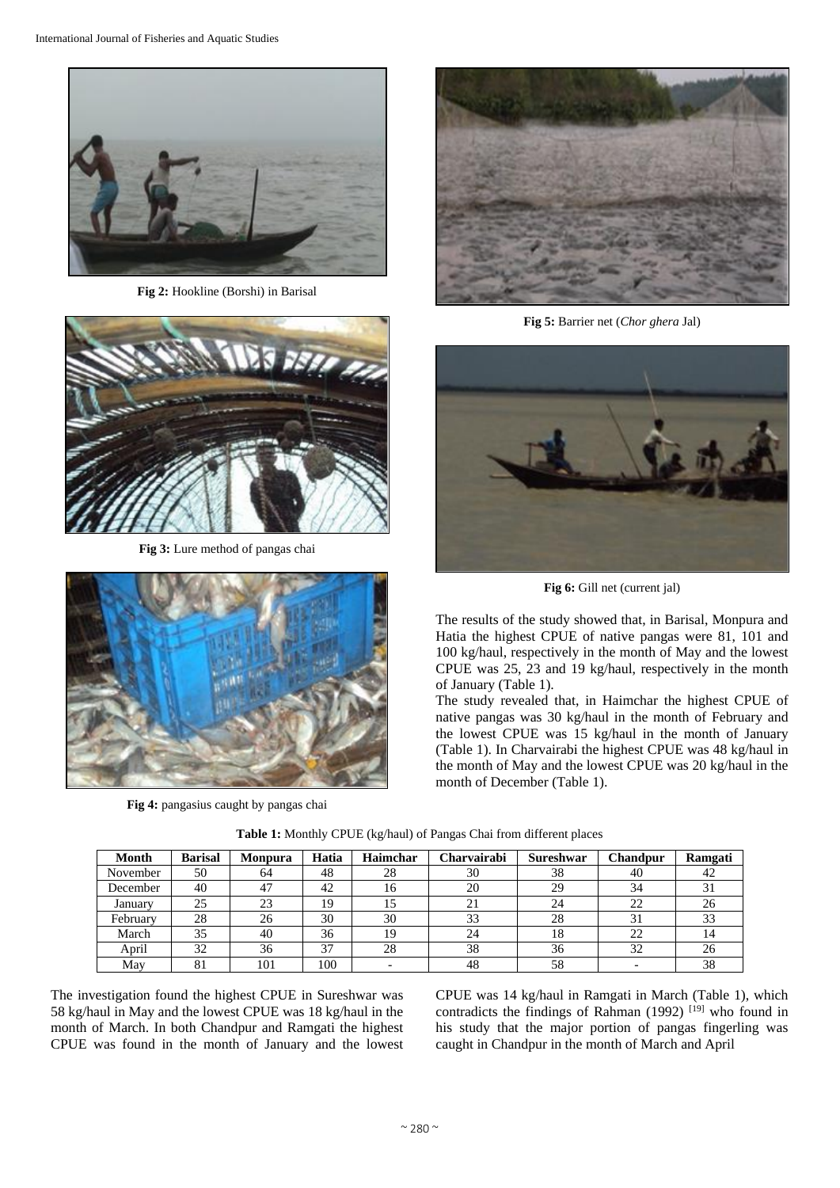Fig 2: Hookline (Borshi) in Barisal

Fig 3: Lure method of pangas chai

Fig 4: pangasius caught by pangas chai

Fig 5: Barrier net (*Chor ghera* Jal)

Fig 6: Gill net (current jal)

The results of the study showed that, in Barisal, Monpura and Hatia the highest CPUE of native pangas were 81, 101 and 100 kg/haul, respectively in the month of May and the lowest CPUE was 25, 23 and 19 kg/haul, respectively in the month of January (Table 1).

The study revealed that, in Haimchar the highest CPUE of native pangas was 30 kg/haul in the month of February and the lowest CPUE was 15 kg/haul in the month of January (Table 1). In Charvairabi the highest CPUE was 48 kg/haul in the month of May and the lowest CPUE was 20 kg/haul in the month of December (Table 1).

**Table 1:** Monthly CPUE (kg/haul) of Pangas Chai from different places

| Month | Barisal | Monpura | Hatia | Haimchar | Charvairabi | Sureshwar | Chandpur | Ramgati |
|---|---|---|---|---|---|---|---|---|
| November | 50 | 64 | 48 | 28 | 30 | 38 | 40 | 42 |
| December | 40 | 47 | 42 | 16 | 20 | 29 | 34 | 31 |
| January | 25 | 23 | 19 | 15 | 21 | 24 | 22 | 26 |
| February | 28 | 26 | 30 | 30 | 33 | 28 | 31 | 33 |
| March | 35 | 40 | 36 | 19 | 24 | 18 | 22 | 14 |
| April | 32 | 36 | 37 | 28 | 38 | 36 | 32 | 26 |
| May | 81 | 101 | 100 | - | 48 | 58 | - | 38 |

The investigation found the highest CPUE in Sureshwar was 58 kg/haul in May and the lowest CPUE was 18 kg/haul in the month of March. In both Chandpur and Ramgati the highest CPUE was found in the month of January and the lowest CPUE was 14 kg/haul in Ramgati in March (Table 1), which contradicts the findings of Rahman (1992) [19] who found in his study that the major portion of pangas fingerling was caught in Chandpur in the month of March and April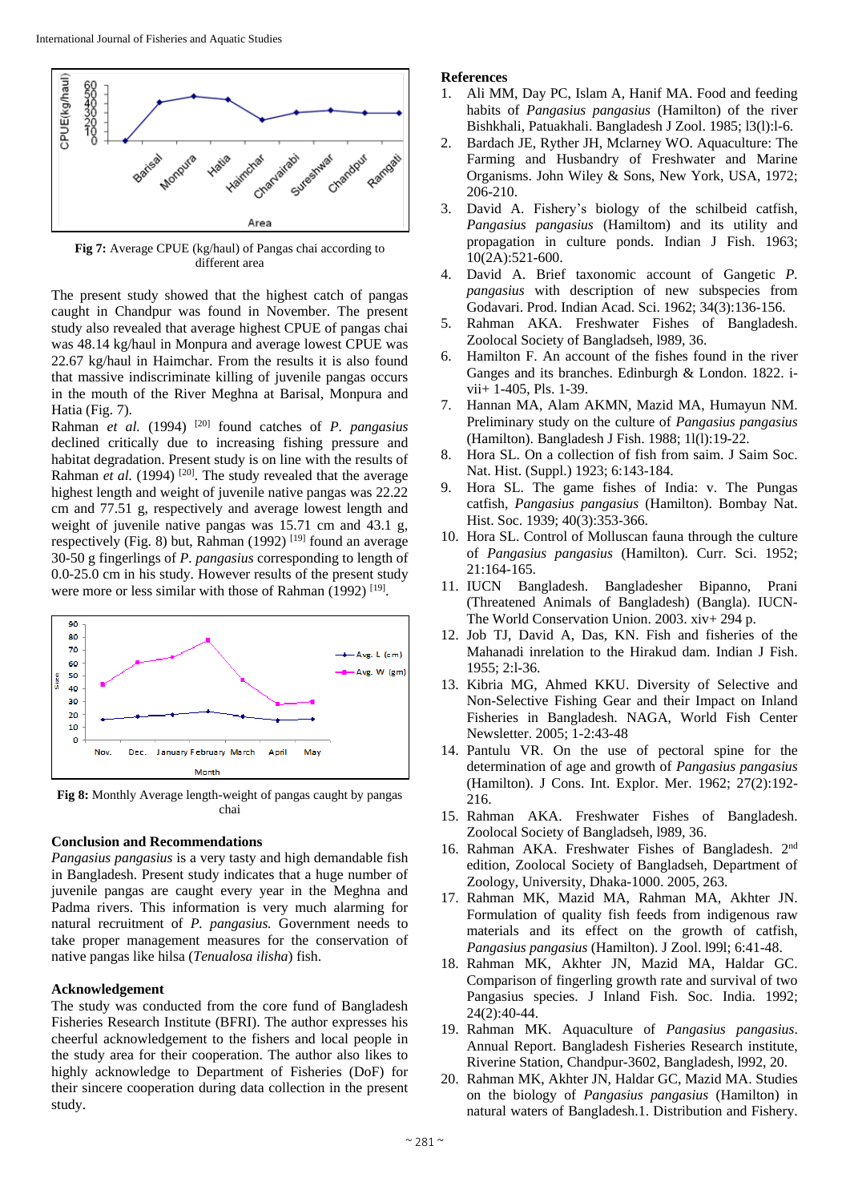Fig 7: Average CPUE (kg/haul) of Pangas chai according to different area

The present study showed that the highest catch of pangas caught in Chandpur was found in November. The present study also revealed that average highest CPUE of pangas chai was 48.14 kg/haul in Monpura and average lowest CPUE was 22.67 kg/haul in Haimchar. From the results it is also found that massive indiscriminate killing of juvenile pangas occurs in the mouth of the River Meghna at Barisal, Monpura and Hatia (Fig. 7).

Rahman *et al.* (1994) [20] found catches of *P. pangasius* declined critically due to increasing fishing pressure and habitat degradation. Present study is on line with the results of Rahman *et al.* (1994) [20]. The study revealed that the average highest length and weight of juvenile native pangas was 22.22 cm and 77.51 g, respectively and average lowest length and weight of juvenile native pangas was 15.71 cm and 43.1 g, respectively (Fig. 8) but, Rahman (1992) [19] found an average 30-50 g fingerlings of *P. pangasius* corresponding to length of 0.0-25.0 cm in his study. However results of the present study were more or less similar with those of Rahman (1992) [19].

Fig 8: Monthly Average length-weight of pangas caught by pangas chai

## Conclusion and Recommendations

*Pangasius pangasius* is a very tasty and high demandable fish in Bangladesh. Present study indicates that a huge number of juvenile pangas are caught every year in the Meghna and Padma rivers. This information is very much alarming for natural recruitment of *P. pangasius.* Government needs to take proper management measures for the conservation of native pangas like hilsa (*Tenualosa ilisha*) fish.

## Acknowledgement

The study was conducted from the core fund of Bangladesh Fisheries Research Institute (BFRI). The author expresses his cheerful acknowledgement to the fishers and local people in the study area for their cooperation. The author also likes to highly acknowledge to Department of Fisheries (DoF) for their sincere cooperation during data collection in the present study.

## References

1. Ali MM, Day PC, Islam A, Hanif MA. Food and feeding habits of *Pangasius pangasius* (Hamilton) of the river Bishkhali, Patuakhali. Bangladesh J Zool. 1985; l3(l):l-6.
2. Bardach JE, Ryther JH, Mclarney WO. Aquaculture: The Farming and Husbandry of Freshwater and Marine Organisms. John Wiley & Sons, New York, USA, 1972; 206-210.
3. David A. Fishery's biology of the schilbeid catfish, *Pangasius pangasius* (Hamiltom) and its utility and propagation in culture ponds. Indian J Fish. 1963; 10(2A):521-600.
4. David A. Brief taxonomic account of Gangetic *P. pangasius* with description of new subspecies from Godavari. Prod. Indian Acad. Sci. 1962; 34(3):136-156.
5. Rahman AKA. Freshwater Fishes of Bangladesh. Zoolocal Society of Bangladseh, l989, 36.
6. Hamilton F. An account of the fishes found in the river Ganges and its branches. Edinburgh & London. 1822. i-vii+ 1-405, Pls. 1-39.
7. Hannan MA, Alam AKMN, Mazid MA, Humayun NM. Preliminary study on the culture of *Pangasius pangasius* (Hamilton). Bangladesh J Fish. 1988; 1l(l):19-22.
8. Hora SL. On a collection of fish from saim. J Saim Soc. Nat. Hist. (Suppl.) 1923; 6:143-184.
9. Hora SL. The game fishes of India: v. The Pungas catfish, *Pangasius pangasius* (Hamilton). Bombay Nat. Hist. Soc. 1939; 40(3):353-366.
10. Hora SL. Control of Molluscan fauna through the culture of *Pangasius pangasius* (Hamilton). Curr. Sci. 1952; 21:164-165.
11. IUCN Bangladesh. Bangladesher Bipanno, Prani (Threatened Animals of Bangladesh) (Bangla). IUCN-The World Conservation Union. 2003. xiv+ 294 p.
12. Job TJ, David A, Das, KN. Fish and fisheries of the Mahanadi inrelation to the Hirakud dam. Indian J Fish. 1955; 2:l-36.
13. Kibria MG, Ahmed KKU. Diversity of Selective and Non-Selective Fishing Gear and their Impact on Inland Fisheries in Bangladesh. NAGA, World Fish Center Newsletter. 2005; 1-2:43-48
14. Pantulu VR. On the use of pectoral spine for the determination of age and growth of *Pangasius pangasius* (Hamilton). J Cons. Int. Explor. Mer. 1962; 27(2):192-216.
15. Rahman AKA. Freshwater Fishes of Bangladesh. Zoolocal Society of Bangladseh, l989, 36.
16. Rahman AKA. Freshwater Fishes of Bangladesh. 2nd edition, Zoolocal Society of Bangladseh, Department of Zoology, University, Dhaka-1000. 2005, 263.
17. Rahman MK, Mazid MA, Rahman MA, Akhter JN. Formulation of quality fish feeds from indigenous raw materials and its effect on the growth of catfish, *Pangasius pangasius* (Hamilton). J Zool. l99l; 6:41-48.
18. Rahman MK, Akhter JN, Mazid MA, Haldar GC. Comparison of fingerling growth rate and survival of two Pangasius species. J Inland Fish. Soc. India. 1992; 24(2):40-44.
19. Rahman MK. Aquaculture of *Pangasius pangasius*. Annual Report. Bangladesh Fisheries Research institute, Riverine Station, Chandpur-3602, Bangladesh, l992, 20.
20. Rahman MK, Akhter JN, Haldar GC, Mazid MA. Studies on the biology of *Pangasius pangasius* (Hamilton) in natural waters of Bangladesh.1. Distribution and Fishery.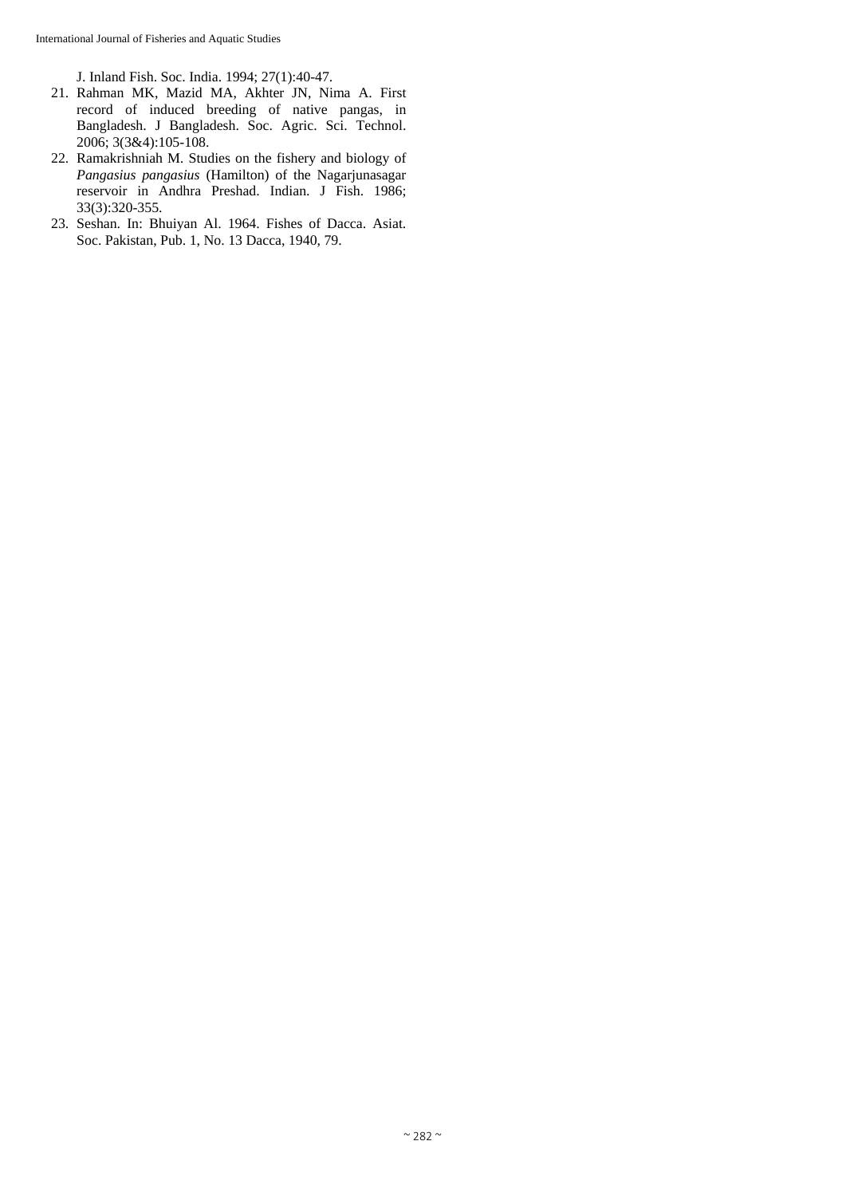J. Inland Fish. Soc. India. 1994; 27(1):40-47.

21. Rahman MK, Mazid MA, Akhter JN, Nima A. First record of induced breeding of native pangas, in Bangladesh. J Bangladesh. Soc. Agric. Sci. Technol. 2006; 3(3&4):105-108.
22. Ramakrishniah M. Studies on the fishery and biology of *Pangasius pangasius* (Hamilton) of the Nagarjunasagar reservoir in Andhra Preshad. Indian. J Fish. 1986; 33(3):320-355.
23. Seshan. In: Bhuiyan Al. 1964. Fishes of Dacca. Asiat. Soc. Pakistan, Pub. 1, No. 13 Dacca, 1940, 79.